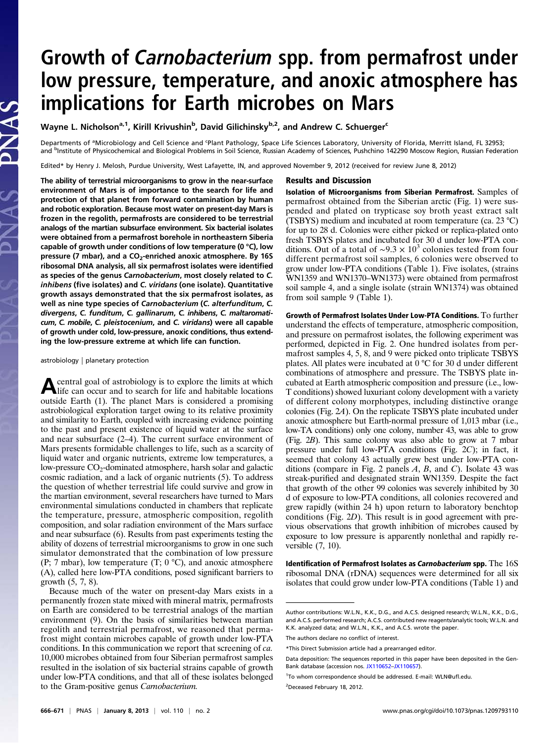# Growth of *Carnobacterium* spp. from permafrost under low pressure, temperature, and anoxic atmosphere has implications for Earth microbes on Mars

Wayne L. Nicholson[a,1], Kirill Krivushin[b], David Gilichinsky[b,2], and Andrew C. Schuerger[c]

Departments of [a]Microbiology and Cell Science and [c]Plant Pathology, Space Life Sciences Laboratory, University of Florida, Merritt Island, FL 32953; and [b]Institute of Physicochemical and Biological Problems in Soil Science, Russian Academy of Sciences, Pushchino 142290 Moscow Region, Russian Federation

Edited* by Henry J. Melosh, Purdue University, West Lafayette, IN, and approved November 9, 2012 (received for review June 8, 2012)

**The ability of terrestrial microorganisms to grow in the near-surface environment of Mars is of importance to the search for life and protection of that planet from forward contamination by human and robotic exploration. Because most water on present-day Mars is frozen in the regolith, permafrosts are considered to be terrestrial analogs of the martian subsurface environment. Six bacterial isolates were obtained from a permafrost borehole in northeastern Siberia capable of growth under conditions of low temperature (0 °C), low pressure (7 mbar), and a $CO_2$-enriched anoxic atmosphere. By 16S ribosomal DNA analysis, all six permafrost isolates were identified as species of the genus *Carnobacterium*, most closely related to *C. inhibens* (five isolates) and *C. viridans* (one isolate). Quantitative growth assays demonstrated that the six permafrost isolates, as well as nine type species of *Carnobacterium* (*C. alterfunditum*, *C. divergens*, *C. funditum*, *C. gallinarum*, *C. inhibens*, *C. maltaromaticum*, *C. mobile*, *C. pleistocenium*, and *C. viridans*) were all capable of growth under cold, low-pressure, anoxic conditions, thus extending the low-pressure extreme at which life can function.**

astrobiology | planetary protection

A central goal of astrobiology is to explore the limits at which life can occur and to search for life and habitable locations outside Earth (1). The planet Mars is considered a promising astrobiological exploration target owing to its relative proximity and similarity to Earth, coupled with increasing evidence pointing to the past and present existence of liquid water at the surface and near subsurface (2–4). The current surface environment of Mars presents formidable challenges to life, such as a scarcity of liquid water and organic nutrients, extreme low temperatures, a low-pressure $CO_2$-dominated atmosphere, harsh solar and galactic cosmic radiation, and a lack of organic nutrients (5). To address the question of whether terrestrial life could survive and grow in the martian environment, several researchers have turned to Mars environmental simulations conducted in chambers that replicate the temperature, pressure, atmospheric composition, regolith composition, and solar radiation environment of the Mars surface and near subsurface (6). Results from past experiments testing the ability of dozens of terrestrial microorganisms to grow in one such simulator demonstrated that the combination of low pressure (P; 7 mbar), low temperature (T; 0 °C), and anoxic atmosphere (A), called here low-PTA conditions, posed significant barriers to growth (5, 7, 8).

Because much of the water on present-day Mars exists in a permanently frozen state mixed with mineral matrix, permafrosts on Earth are considered to be terrestrial analogs of the martian environment (9). On the basis of similarities between martian regolith and terrestrial permafrost, we reasoned that permafrost might contain microbes capable of growth under low-PTA conditions. In this communication we report that screening of *ca.* 10,000 microbes obtained from four Siberian permafrost samples resulted in the isolation of six bacterial strains capable of growth under low-PTA conditions, and that all of these isolates belonged to the Gram-positive genus *Carnobacterium*.

## Results and Discussion

**Isolation of Microorganisms from Siberian Permafrost.** Samples of permafrost obtained from the Siberian arctic (Fig. 1) were suspended and plated on trypticase soy broth yeast extract salt (TSBYS) medium and incubated at room temperature (ca. 23 °C) for up to 28 d. Colonies were either picked or replica-plated onto fresh TSBYS plates and incubated for 30 d under low-PTA conditions. Out of a total of $\sim 9.3 \times 10^3$ colonies tested from four different permafrost soil samples, 6 colonies were observed to grow under low-PTA conditions (Table 1). Five isolates, (strains WN1359 and WN1370–WN1373) were obtained from permafrost soil sample 4, and a single isolate (strain WN1374) was obtained from soil sample 9 (Table 1).

**Growth of Permafrost Isolates Under Low-PTA Conditions.** To further understand the effects of temperature, atmospheric composition, and pressure on permafrost isolates, the following experiment was performed, depicted in Fig. 2. One hundred isolates from permafrost samples 4, 5, 8, and 9 were picked onto triplicate TSBYS plates. All plates were incubated at 0 °C for 30 d under different combinations of atmosphere and pressure. The TSBYS plate incubated at Earth atmospheric composition and pressure (i.e., low-T conditions) showed luxuriant colony development with a variety of different colony morphotypes, including distinctive orange colonies (Fig. 2*A*). On the replicate TSBYS plate incubated under anoxic atmosphere but Earth-normal pressure of 1,013 mbar (i.e., low-TA conditions) only one colony, number 43, was able to grow (Fig. 2*B*). This same colony was also able to grow at 7 mbar pressure under full low-PTA conditions (Fig. 2*C*); in fact, it seemed that colony 43 actually grew best under low-PTA conditions (compare in Fig. 2 panels *A*, *B*, and *C*). Isolate 43 was streak-purified and designated strain WN1359. Despite the fact that growth of the other 99 colonies was severely inhibited by 30 d of exposure to low-PTA conditions, all colonies recovered and grew rapidly (within 24 h) upon return to laboratory benchtop conditions (Fig. 2*D*). This result is in good agreement with previous observations that growth inhibition of microbes caused by exposure to low pressure is apparently nonlethal and rapidly reversible (7, 10).

**Identification of Permafrost Isolates as *Carnobacterium* spp.** The 16S ribosomal DNA (rDNA) sequences were determined for all six isolates that could grow under low-PTA conditions (Table 1) and

Author contributions: W.L.N., K.K., D.G., and A.C.S. designed research; W.L.N., K.K., D.G., and A.C.S. performed research; A.C.S. contributed new reagents/analytic tools; W.L.N. and K.K. analyzed data; and W.L.N., K.K., and A.C.S. wrote the paper.

The authors declare no conflict of interest.

*This Direct Submission article had a prearranged editor.

Data deposition: The sequences reported in this paper have been deposited in the GenBank database (accession nos. JX110652–JX110657).

[1]To whom correspondence should be addressed. E-mail: WLN@ufl.edu.

[2]Deceased February 18, 2012.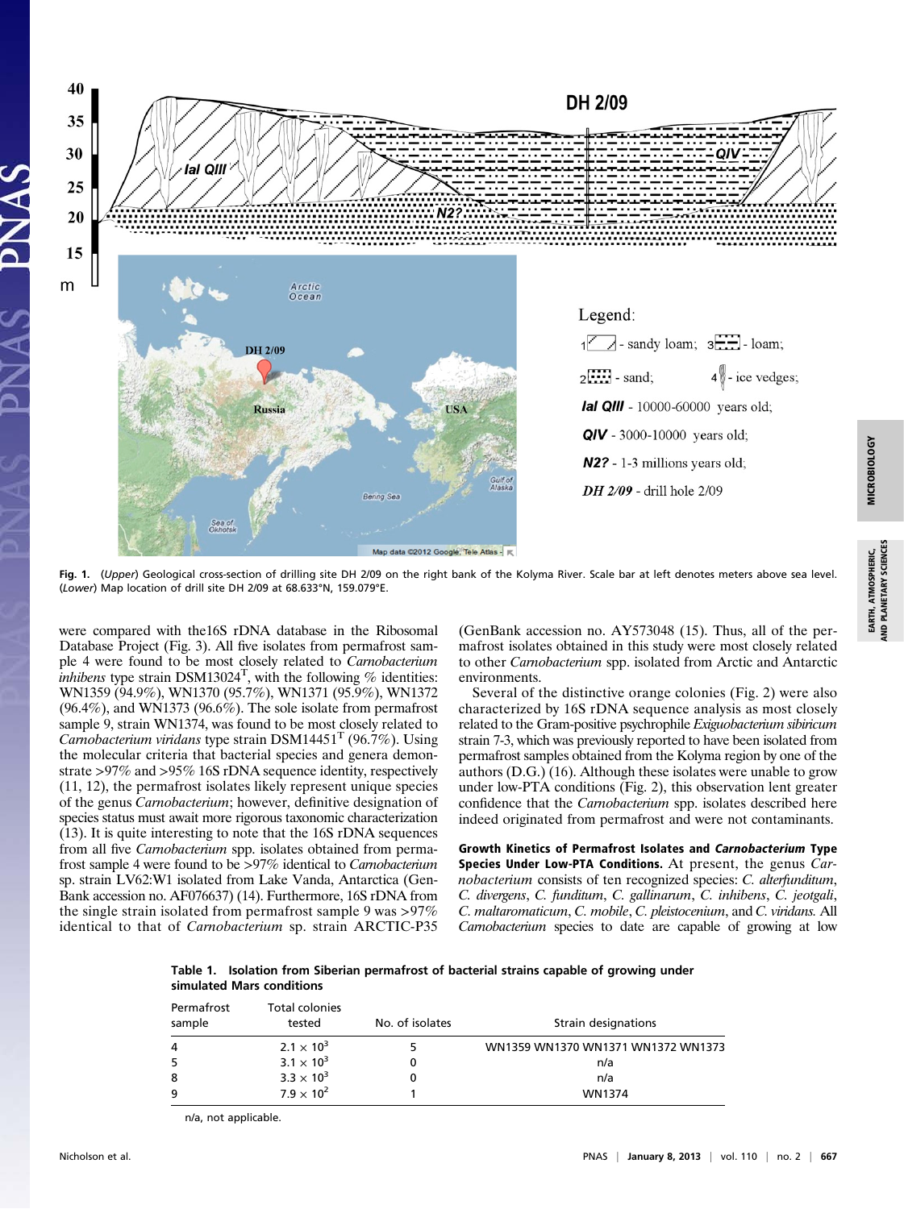**Fig. 1.** (*Upper*) Geological cross-section of drilling site DH 2/09 on the right bank of the Kolyma River. Scale bar at left denotes meters above sea level. (*Lower*) Map location of drill site DH 2/09 at 68.633°N, 159.079°E.

were compared with the16S rDNA database in the Ribosomal Database Project (Fig. 3). All five isolates from permafrost sample 4 were found to be most closely related to *Carnobacterium inhibens* type strain DSM13024[T], with the following % identities: WN1359 (94.9%), WN1370 (95.7%), WN1371 (95.9%), WN1372 (96.4%), and WN1373 (96.6%). The sole isolate from permafrost sample 9, strain WN1374, was found to be most closely related to *Carnobacterium viridans* type strain DSM14451[T] (96.7%). Using the molecular criteria that bacterial species and genera demonstrate >97% and >95% 16S rDNA sequence identity, respectively (11, 12), the permafrost isolates likely represent unique species of the genus *Carnobacterium*; however, definitive designation of species status must await more rigorous taxonomic characterization (13). It is quite interesting to note that the 16S rDNA sequences from all five *Carnobacterium* spp. isolates obtained from permafrost sample 4 were found to be >97% identical to *Carnobacterium* sp. strain LV62:W1 isolated from Lake Vanda, Antarctica (GenBank accession no. AF076637) (14). Furthermore, 16S rDNA from the single strain isolated from permafrost sample 9 was >97% identical to that of *Carnobacterium* sp. strain ARCTIC-P35 (GenBank accession no. AY573048 (15). Thus, all of the permafrost isolates obtained in this study were most closely related to other *Carnobacterium* spp. isolated from Arctic and Antarctic environments.

Several of the distinctive orange colonies (Fig. 2) were also characterized by 16S rDNA sequence analysis as most closely related to the Gram-positive psychrophile *Exiguobacterium sibiricum* strain 7-3, which was previously reported to have been isolated from permafrost samples obtained from the Kolyma region by one of the authors (D.G.) (16). Although these isolates were unable to grow under low-PTA conditions (Fig. 2), this observation lent greater confidence that the *Carnobacterium* spp. isolates described here indeed originated from permafrost and were not contaminants.

**Growth Kinetics of Permafrost Isolates and *Carnobacterium* Type Species Under Low-PTA Conditions.** At present, the genus *Carnobacterium* consists of ten recognized species: *C. alterfunditum*, *C. divergens*, *C. funditum*, *C. gallinarum*, *C. inhibens*, *C. jeotgali*, *C. maltaromaticum*, *C. mobile*, *C. pleistocenium*, and *C. viridans.* All *Carnobacterium* species to date are capable of growing at low

**Table 1. Isolation from Siberian permafrost of bacterial strains capable of growing under simulated Mars conditions**

| Permafrost sample | Total colonies tested | No. of isolates | Strain designations |
|---|---|---|---|
| 4 | $2.1 \times 10^3$ | 5 | WN1359 WN1370 WN1371 WN1372 WN1373 |
| 5 | $3.1 \times 10^3$ | 0 | n/a |
| 8 | $3.3 \times 10^3$ | 0 | n/a |
| 9 | $7.9 \times 10^2$ | 1 | WN1374 |

n/a, not applicable.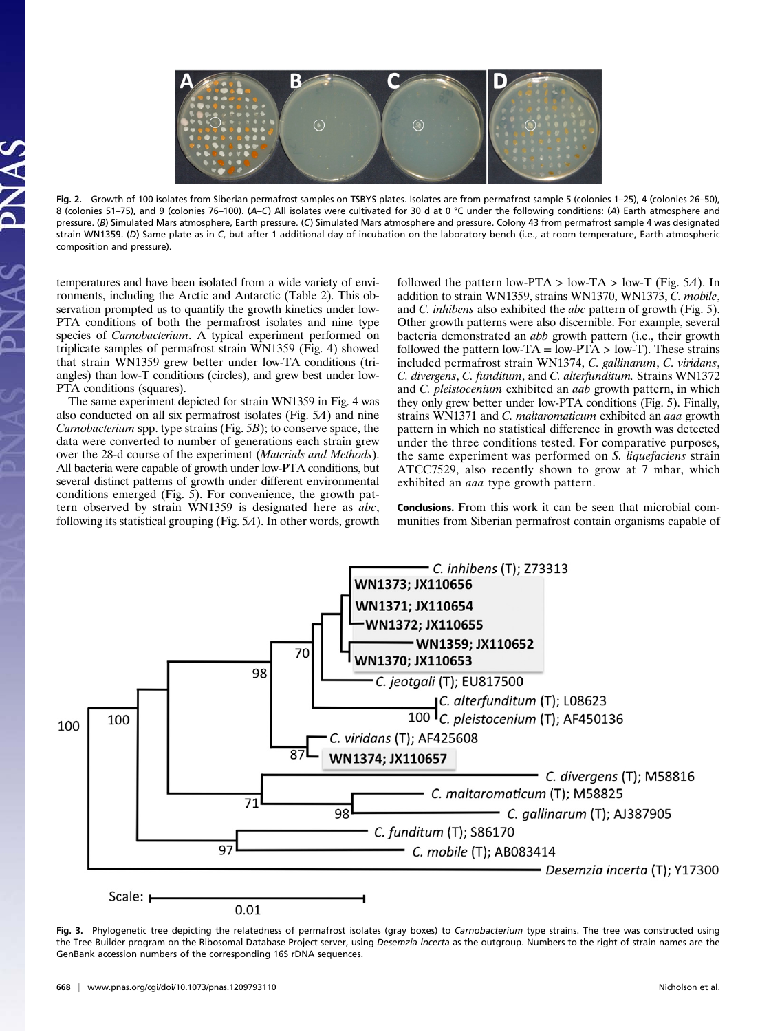Fig. 2. Growth of 100 isolates from Siberian permafrost samples on TSBYS plates. Isolates are from permafrost sample 5 (colonies 1–25), 4 (colonies 26–50), 8 (colonies 51–75), and 9 (colonies 76–100). (A–C) All isolates were cultivated for 30 d at 0 °C under the following conditions: (A) Earth atmosphere and pressure. (B) Simulated Mars atmosphere, Earth pressure. (C) Simulated Mars atmosphere and pressure. Colony 43 from permafrost sample 4 was designated strain WN1359. (D) Same plate as in C, but after 1 additional day of incubation on the laboratory bench (i.e., at room temperature, Earth atmospheric composition and pressure).

temperatures and have been isolated from a wide variety of environments, including the Arctic and Antarctic (Table 2). This observation prompted us to quantify the growth kinetics under low-PTA conditions of both the permafrost isolates and nine type species of *Carnobacterium*. A typical experiment performed on triplicate samples of permafrost strain WN1359 (Fig. 4) showed that strain WN1359 grew better under low-TA conditions (triangles) than low-T conditions (circles), and grew best under low-PTA conditions (squares).

The same experiment depicted for strain WN1359 in Fig. 4 was also conducted on all six permafrost isolates (Fig. 5*A*) and nine *Carnobacterium* spp. type strains (Fig. 5*B*); to conserve space, the data were converted to number of generations each strain grew over the 28-d course of the experiment (*Materials and Methods*). All bacteria were capable of growth under low-PTA conditions, but several distinct patterns of growth under different environmental conditions emerged (Fig. 5). For convenience, the growth pattern observed by strain WN1359 is designated here as *abc*, following its statistical grouping (Fig. 5*A*). In other words, growth followed the pattern low-PTA > low-TA > low-T (Fig. 5*A*). In addition to strain WN1359, strains WN1370, WN1373, *C. mobile*, and *C. inhibens* also exhibited the *abc* pattern of growth (Fig. 5). Other growth patterns were also discernible. For example, several bacteria demonstrated an *abb* growth pattern (i.e., their growth followed the pattern low-TA = low-PTA > low-T). These strains included permafrost strain WN1374, *C. gallinarum*, *C. viridans*, *C. divergens*, *C. funditum*, and *C. alterfunditum.* Strains WN1372 and *C. pleistocenium* exhibited an *aab* growth pattern, in which they only grew better under low-PTA conditions (Fig. 5). Finally, strains WN1371 and *C. maltaromaticum* exhibited an *aaa* growth pattern in which no statistical difference in growth was detected under the three conditions tested. For comparative purposes, the same experiment was performed on *S. liquefaciens* strain ATCC7529, also recently shown to grow at 7 mbar, which exhibited an *aaa* type growth pattern.

**Conclusions.** From this work it can be seen that microbial communities from Siberian permafrost contain organisms capable of

Fig. 3. Phylogenetic tree depicting the relatedness of permafrost isolates (gray boxes) to *Carnobacterium* type strains. The tree was constructed using the Tree Builder program on the Ribosomal Database Project server, using *Desemzia incerta* as the outgroup. Numbers to the right of strain names are the GenBank accession numbers of the corresponding 16S rDNA sequences.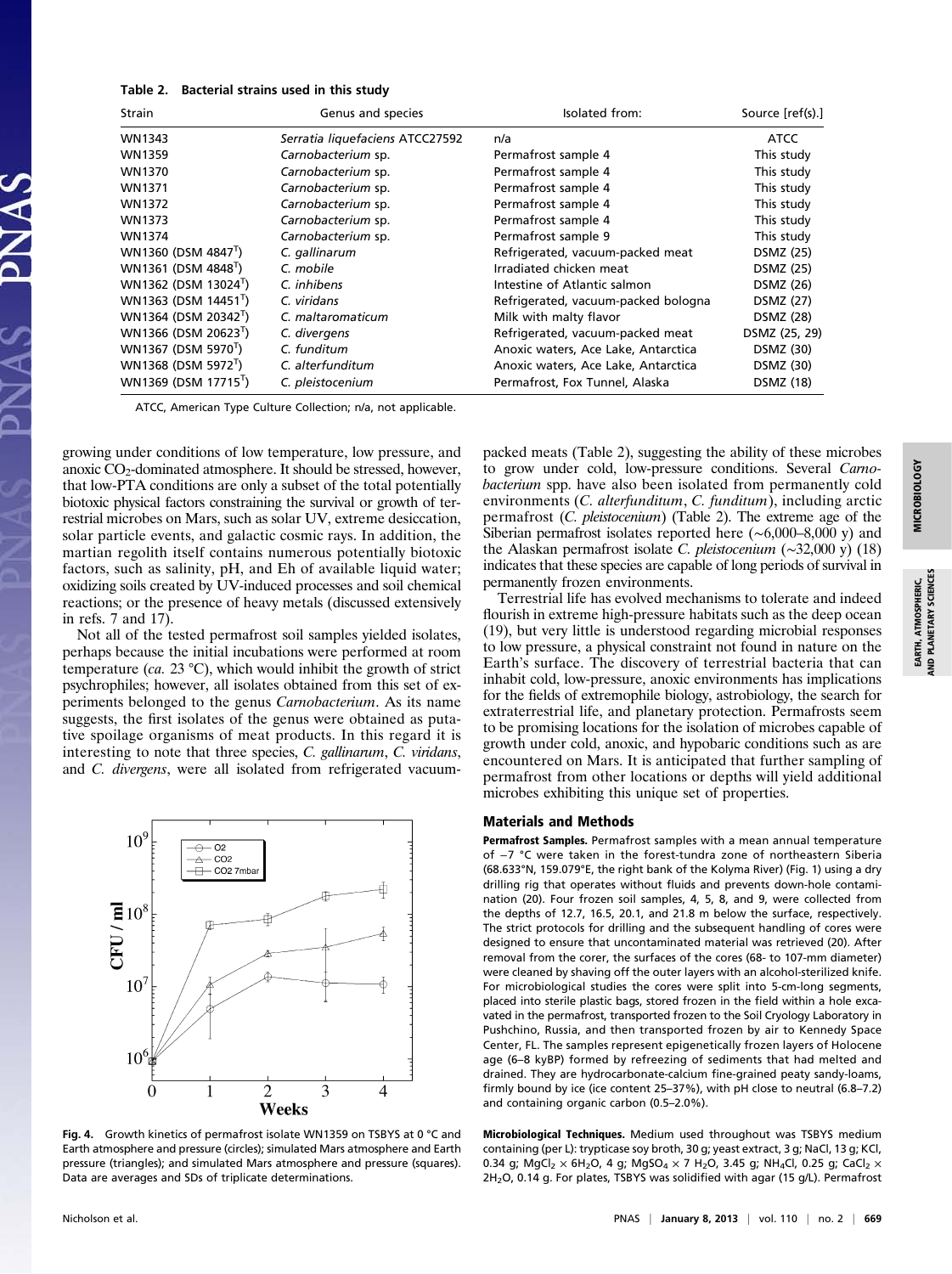**Table 2. Bacterial strains used in this study**

| Strain | Genus and species | Isolated from: | Source [ref(s).] |
|---|---|---|---|
| WN1343 | *Serratia liquefaciens* ATCC27592 | n/a | ATCC |
| WN1359 | *Carnobacterium* sp. | Permafrost sample 4 | This study |
| WN1370 | *Carnobacterium* sp. | Permafrost sample 4 | This study |
| WN1371 | *Carnobacterium* sp. | Permafrost sample 4 | This study |
| WN1372 | *Carnobacterium* sp. | Permafrost sample 4 | This study |
| WN1373 | *Carnobacterium* sp. | Permafrost sample 4 | This study |
| WN1374 | *Carnobacterium* sp. | Permafrost sample 9 | This study |
| WN1360 (DSM 4847$^T$) | *C. gallinarum* | Refrigerated, vacuum-packed meat | DSMZ (25) |
| WN1361 (DSM 4848$^T$) | *C. mobile* | Irradiated chicken meat | DSMZ (25) |
| WN1362 (DSM 13024$^T$) | *C. inhibens* | Intestine of Atlantic salmon | DSMZ (26) |
| WN1363 (DSM 14451$^T$) | *C. viridans* | Refrigerated, vacuum-packed bologna | DSMZ (27) |
| WN1364 (DSM 20342$^T$) | *C. maltaromaticum* | Milk with malty flavor | DSMZ (28) |
| WN1366 (DSM 20623$^T$) | *C. divergens* | Refrigerated, vacuum-packed meat | DSMZ (25, 29) |
| WN1367 (DSM 5970$^T$) | *C. funditum* | Anoxic waters, Ace Lake, Antarctica | DSMZ (30) |
| WN1368 (DSM 5972$^T$) | *C. alterfunditum* | Anoxic waters, Ace Lake, Antarctica | DSMZ (30) |
| WN1369 (DSM 17715$^T$) | *C. pleistocenium* | Permafrost, Fox Tunnel, Alaska | DSMZ (18) |

ATCC, American Type Culture Collection; n/a, not applicable.

growing under conditions of low temperature, low pressure, and anoxic $CO_2$-dominated atmosphere. It should be stressed, however, that low-PTA conditions are only a subset of the total potentially biotoxic physical factors constraining the survival or growth of terrestrial microbes on Mars, such as solar UV, extreme desiccation, solar particle events, and galactic cosmic rays. In addition, the martian regolith itself contains numerous potentially biotoxic factors, such as salinity, pH, and Eh of available liquid water; oxidizing soils created by UV-induced processes and soil chemical reactions; or the presence of heavy metals (discussed extensively in refs. 7 and 17).

Not all of the tested permafrost soil samples yielded isolates, perhaps because the initial incubations were performed at room temperature (*ca.* 23 °C), which would inhibit the growth of strict psychrophiles; however, all isolates obtained from this set of experiments belonged to the genus *Carnobacterium*. As its name suggests, the first isolates of the genus were obtained as putative spoilage organisms of meat products. In this regard it is interesting to note that three species, *C. gallinarum*, *C. viridans*, and *C. divergens*, were all isolated from refrigerated vacuum-packed meats (Table 2), suggesting the ability of these microbes to grow under cold, low-pressure conditions. Several *Carnobacterium* spp. have also been isolated from permanently cold environments (*C. alterfunditum*, *C. funditum*), including arctic permafrost (*C. pleistocenium*) (Table 2). The extreme age of the Siberian permafrost isolates reported here (~6,000–8,000 y) and the Alaskan permafrost isolate *C. pleistocenium* (~32,000 y) (18) indicates that these species are capable of long periods of survival in permanently frozen environments.

Terrestrial life has evolved mechanisms to tolerate and indeed flourish in extreme high-pressure habitats such as the deep ocean (19), but very little is understood regarding microbial responses to low pressure, a physical constraint not found in nature on the Earth's surface. The discovery of terrestrial bacteria that can inhabit cold, low-pressure, anoxic environments has implications for the fields of extremophile biology, astrobiology, the search for extraterrestrial life, and planetary protection. Permafrosts seem to be promising locations for the isolation of microbes capable of growth under cold, anoxic, and hypobaric conditions such as are encountered on Mars. It is anticipated that further sampling of permafrost from other locations or depths will yield additional microbes exhibiting this unique set of properties.

**Fig. 4.** Growth kinetics of permafrost isolate WN1359 on TSBYS at 0 °C and Earth atmosphere and pressure (circles); simulated Mars atmosphere and Earth pressure (triangles); and simulated Mars atmosphere and pressure (squares). Data are averages and SDs of triplicate determinations.

## Materials and Methods

**Permafrost Samples.** Permafrost samples with a mean annual temperature of −7 °C were taken in the forest-tundra zone of northeastern Siberia (68.633°N, 159.079°E, the right bank of the Kolyma River) (Fig. 1) using a dry drilling rig that operates without fluids and prevents down-hole contamination (20). Four frozen soil samples, 4, 5, 8, and 9, were collected from the depths of 12.7, 16.5, 20.1, and 21.8 m below the surface, respectively. The strict protocols for drilling and the subsequent handling of cores were designed to ensure that uncontaminated material was retrieved (20). After removal from the corer, the surfaces of the cores (68- to 107-mm diameter) were cleaned by shaving off the outer layers with an alcohol-sterilized knife. For microbiological studies the cores were split into 5-cm-long segments, placed into sterile plastic bags, stored frozen in the field within a hole excavated in the permafrost, transported frozen to the Soil Cryology Laboratory in Pushchino, Russia, and then transported frozen by air to Kennedy Space Center, FL. The samples represent epigenetically frozen layers of Holocene age (6–8 kyBP) formed by refreezing of sediments that had melted and drained. They are hydrocarbonate-calcium fine-grained peaty sandy-loams, firmly bound by ice (ice content 25–37%), with pH close to neutral (6.8–7.2) and containing organic carbon (0.5–2.0%).

**Microbiological Techniques.** Medium used throughout was TSBYS medium containing (per L): trypticase soy broth, 30 g; yeast extract, 3 g; NaCl, 13 g; KCl, 0.34 g; $MgCl_2 \times 6H_2O$, 4 g; $MgSO_4 \times 7\ H_2O$, 3.45 g; $NH_4Cl$, 0.25 g; $CaCl_2 \times 2H_2O$, 0.14 g. For plates, TSBYS was solidified with agar (15 g/L). Permafrost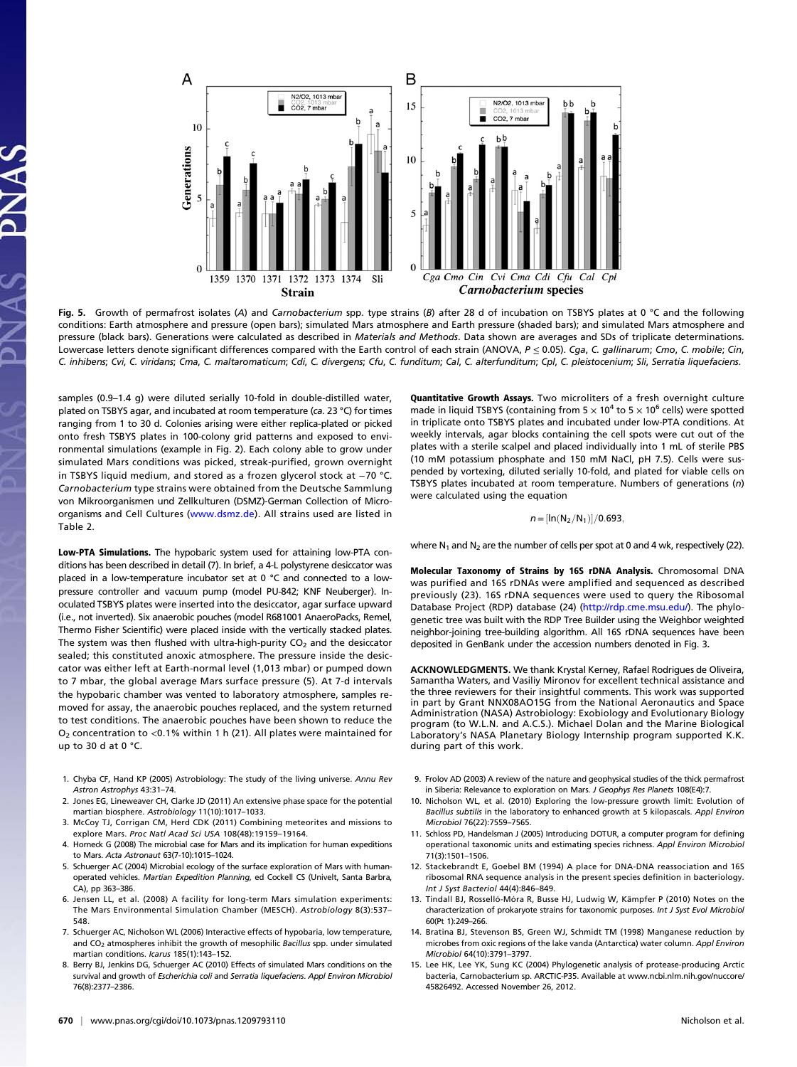Fig. 5. Growth of permafrost isolates (*A*) and *Carnobacterium* spp. type strains (*B*) after 28 d of incubation on TSBYS plates at 0 °C and the following conditions: Earth atmosphere and pressure (open bars); simulated Mars atmosphere and Earth pressure (shaded bars); and simulated Mars atmosphere and pressure (black bars). Generations were calculated as described in *Materials and Methods*. Data shown are averages and SDs of triplicate determinations. Lowercase letters denote significant differences compared with the Earth control of each strain (ANOVA, $P \leq 0.05$). *Cga*, *C. gallinarum*; *Cmo*, *C. mobile*; *Cin*, *C. inhibens*; *Cvi*, *C. viridans*; *Cma*, *C. maltaromaticum*; *Cdi*, *C. divergens*; *Cfu*, *C. funditum*; *Cal*, *C. alterfunditum*; *Cpl*, *C. pleistocenium*; *Sli*, *Serratia liquefaciens*.

samples (0.9–1.4 g) were diluted serially 10-fold in double-distilled water, plated on TSBYS agar, and incubated at room temperature (ca. 23 °C) for times ranging from 1 to 30 d. Colonies arising were either replica-plated or picked onto fresh TSBYS plates in 100-colony grid patterns and exposed to environmental simulations (example in Fig. 2). Each colony able to grow under simulated Mars conditions was picked, streak-purified, grown overnight in TSBYS liquid medium, and stored as a frozen glycerol stock at −70 °C. *Carnobacterium* type strains were obtained from the Deutsche Sammlung von Mikroorganismen und Zellkulturen (DSMZ)-German Collection of Microorganisms and Cell Cultures (www.dsmz.de). All strains used are listed in Table 2.

**Low-PTA Simulations.** The hypobaric system used for attaining low-PTA conditions has been described in detail (7). In brief, a 4-L polystyrene desiccator was placed in a low-temperature incubator set at 0 °C and connected to a low-pressure controller and vacuum pump (model PU-842; KNF Neuberger). Inoculated TSBYS plates were inserted into the desiccator, agar surface upward (i.e., not inverted). Six anaerobic pouches (model R681001 AnaeroPacks, Remel, Thermo Fisher Scientific) were placed inside with the vertically stacked plates. The system was then flushed with ultra-high-purity $CO_2$ and the desiccator sealed; this constituted anoxic atmosphere. The pressure inside the desiccator was either left at Earth-normal level (1,013 mbar) or pumped down to 7 mbar, the global average Mars surface pressure (5). At 7-d intervals the hypobaric chamber was vented to laboratory atmosphere, samples removed for assay, the anaerobic pouches replaced, and the system returned to test conditions. The anaerobic pouches have been shown to reduce the $O_2$ concentration to <0.1% within 1 h (21). All plates were maintained for up to 30 d at 0 °C.

**Quantitative Growth Assays.** Two microliters of a fresh overnight culture made in liquid TSBYS (containing from $5 \times 10^4$ to $5 \times 10^6$ cells) were spotted in triplicate onto TSBYS plates and incubated under low-PTA conditions. At weekly intervals, agar blocks containing the cell spots were cut out of the plates with a sterile scalpel and placed individually into 1 mL of sterile PBS (10 mM potassium phosphate and 150 mM NaCl, pH 7.5). Cells were suspended by vortexing, diluted serially 10-fold, and plated for viable cells on TSBYS plates incubated at room temperature. Numbers of generations ($n$) were calculated using the equation

$$n = [\ln(N_2/N_1)]/0.693,$$

where $N_1$ and $N_2$ are the number of cells per spot at 0 and 4 wk, respectively (22).

**Molecular Taxonomy of Strains by 16S rDNA Analysis.** Chromosomal DNA was purified and 16S rDNAs were amplified and sequenced as described previously (23). 16S rDNA sequences were used to query the Ribosomal Database Project (RDP) database (24) (http://rdp.cme.msu.edu/). The phylogenetic tree was built with the RDP Tree Builder using the Weighbor weighted neighbor-joining tree-building algorithm. All 16S rDNA sequences have been deposited in GenBank under the accession numbers denoted in Fig. 3.

**ACKNOWLEDGMENTS.** We thank Krystal Kerney, Rafael Rodrigues de Oliveira, Samantha Waters, and Vasiliy Mironov for excellent technical assistance and the three reviewers for their insightful comments. This work was supported in part by Grant NNX08AO15G from the National Aeronautics and Space Administration (NASA) Astrobiology: Exobiology and Evolutionary Biology program (to W.L.N. and A.C.S.). Michael Dolan and the Marine Biological Laboratory's NASA Planetary Biology Internship program supported K.K. during part of this work.

1. Chyba CF, Hand KP (2005) Astrobiology: The study of the living universe. *Annu Rev Astron Astrophys* 43:31–74.
2. Jones EG, Lineweaver CH, Clarke JD (2011) An extensive phase space for the potential martian biosphere. *Astrobiology* 11(10):1017–1033.
3. McCoy TJ, Corrigan CM, Herd CDK (2011) Combining meteorites and missions to explore Mars. *Proc Natl Acad Sci USA* 108(48):19159–19164.
4. Horneck G (2008) The microbial case for Mars and its implication for human expeditions to Mars. *Acta Astronaut* 63(7-10):1015–1024.
5. Schuerger AC (2004) Microbial ecology of the surface exploration of Mars with human-operated vehicles. *Martian Expedition Planning*, ed Cockell CS (Univelt, Santa Barbara, CA), pp 363–386.
6. Jensen LL, et al. (2008) A facility for long-term Mars simulation experiments: The Mars Environmental Simulation Chamber (MESCH). *Astrobiology* 8(3):537–548.
7. Schuerger AC, Nicholson WL (2006) Interactive effects of hypobaria, low temperature, and $CO_2$ atmospheres inhibit the growth of mesophilic *Bacillus* spp. under simulated martian conditions. *Icarus* 185(1):143–152.
8. Berry BJ, Jenkins DG, Schuerger AC (2010) Effects of simulated Mars conditions on the survival and growth of *Escherichia coli* and *Serratia liquefaciens*. *Appl Environ Microbiol* 76(8):2377–2386.
9. Frolov AD (2003) A review of the nature and geophysical studies of the thick permafrost in Siberia: Relevance to exploration on Mars. *J Geophys Res Planets* 108(E4):7.
10. Nicholson WL, et al. (2010) Exploring the low-pressure growth limit: Evolution of *Bacillus subtilis* in the laboratory to enhanced growth at 5 kilopascals. *Appl Environ Microbiol* 76(22):7559–7565.
11. Schloss PD, Handelsman J (2005) Introducing DOTUR, a computer program for defining operational taxonomic units and estimating species richness. *Appl Environ Microbiol* 71(3):1501–1506.
12. Stackebrandt E, Goebel BM (1994) A place for DNA-DNA reassociation and 16S ribosomal RNA sequence analysis in the present species definition in bacteriology. *Int J Syst Bacteriol* 44(4):846–849.
13. Tindall BJ, Rosselló-Móra R, Busse HJ, Ludwig W, Kämpfer P (2010) Notes on the characterization of prokaryote strains for taxonomic purposes. *Int J Syst Evol Microbiol* 60(Pt 1):249–266.
14. Bratina BJ, Stevenson BS, Green WJ, Schmidt TM (1998) Manganese reduction by microbes from oxic regions of the lake vanda (Antarctica) water column. *Appl Environ Microbiol* 64(10):3791–3797.
15. Lee HK, Lee YK, Sung KC (2004) Phylogenetic analysis of protease-producing Arctic bacteria, Carnobacterium sp. ARCTIC-P35. Available at www.ncbi.nlm.nih.gov/nuccore/45826492. Accessed November 26, 2012.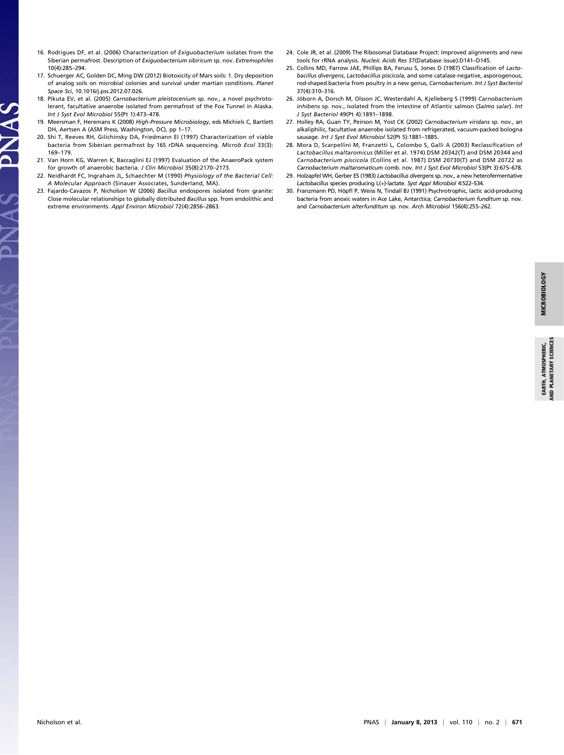16. Rodrigues DF, et al. (2006) Characterization of *Exiguobacterium* isolates from the Siberian permafrost. Description of *Exiguobacterium sibiricum* sp. nov. *Extremophiles* 10(4):285–294.
17. Schuerger AC, Golden DC, Ming DW (2012) Biotoxicity of Mars soils: 1. Dry deposition of analog soils on microbial colonies and survival under martian conditions. *Planet Space Sci*, 10.1016/j.pss.2012.07.026.
18. Pikuta EV, et al. (2005) *Carnobacterium pleistocenium* sp. nov., a novel psychrotolerant, facultative anaerobe isolated from permafrost of the Fox Tunnel in Alaska. *Int J Syst Evol Microbiol* 55(Pt 1):473–478.
19. Meersman F, Heremans K (2008) *High-Pressure Microbiology*, eds Michiels C, Bartlett DH, Aertsen A (ASM Press, Washington, DC), pp 1–17.
20. Shi T, Reeves RH, Gilichinsky DA, Friedmann EI (1997) Characterization of viable bacteria from Siberian permafrost by 16S rDNA sequencing. *Microb Ecol* 33(3): 169–179.
21. Van Horn KG, Warren K, Baccaglini EJ (1997) Evaluation of the AnaeroPack system for growth of anaerobic bacteria. *J Clin Microbiol* 35(8):2170–2173.
22. Neidhardt FC, Ingraham JL, Schaechter M (1990) *Physiology of the Bacterial Cell: A Molecular Approach* (Sinauer Associates, Sunderland, MA).
23. Fajardo-Cavazos P, Nicholson W (2006) *Bacillus* endospores isolated from granite: Close molecular relationships to globally distributed *Bacillus* spp. from endolithic and extreme environments. *Appl Environ Microbiol* 72(4):2856–2863.
24. Cole JR, et al. (2009) The Ribosomal Database Project: Improved alignments and new tools for rRNA analysis. *Nucleic Acids Res* 37(Database issue):D141–D145.
25. Collins MD, Farrow JAE, Phillips BA, Ferusu S, Jones D (1987) Classification of *Lactobacillus divergens*, *Lactobacillus piscicola*, and some catalase-negative, asporogenous, rod-shaped bacteria from poultry in a new genus, *Carnobacterium*. *Int J Syst Bacteriol* 37(4):310–316.
26. Jöborn A, Dorsch M, Olsson JC, Westerdahl A, Kjelleberg S (1999) *Carnobacterium inhibens* sp. nov., isolated from the intestine of Atlantic salmon (*Salmo salar*). *Int J Syst Bacteriol* 49(Pt 4):1891–1898.
27. Holley RA, Guan TY, Peirson M, Yost CK (2002) *Carnobacterium viridans* sp. nov., an alkaliphilic, facultative anaerobe isolated from refrigerated, vacuum-packed bologna sausage. *Int J Syst Evol Microbiol* 52(Pt 5):1881–1885.
28. Mora D, Scarpellini M, Franzetti L, Colombo S, Galli A (2003) Reclassification of *Lactobacillus maltaromicus* (Miller et al. 1974) DSM 20342(T) and DSM 20344 and *Carnobacterium piscicola* (Collins et al. 1987) DSM 20730(T) and DSM 20722 as *Carnobacterium maltaromaticum* comb. nov. *Int J Syst Evol Microbiol* 53(Pt 3):675–678.
29. Holzapfel WH, Gerber ES (1983) *Lactobacillus divergens* sp. nov., a new heterofermentative *Lactobacillus* species producing L(+)-lactate. *Syst Appl Microbiol* 4:522–534.
30. Franzmann PD, Höpfl P, Weiss N, Tindall BJ (1991) Psychrotrophic, lactic acid-producing bacteria from anoxic waters in Ace Lake, Antarctica; *Carnobacterium funditum* sp. nov. and *Carnobacterium alterfunditum* sp. nov. *Arch Microbiol* 156(4):255–262.